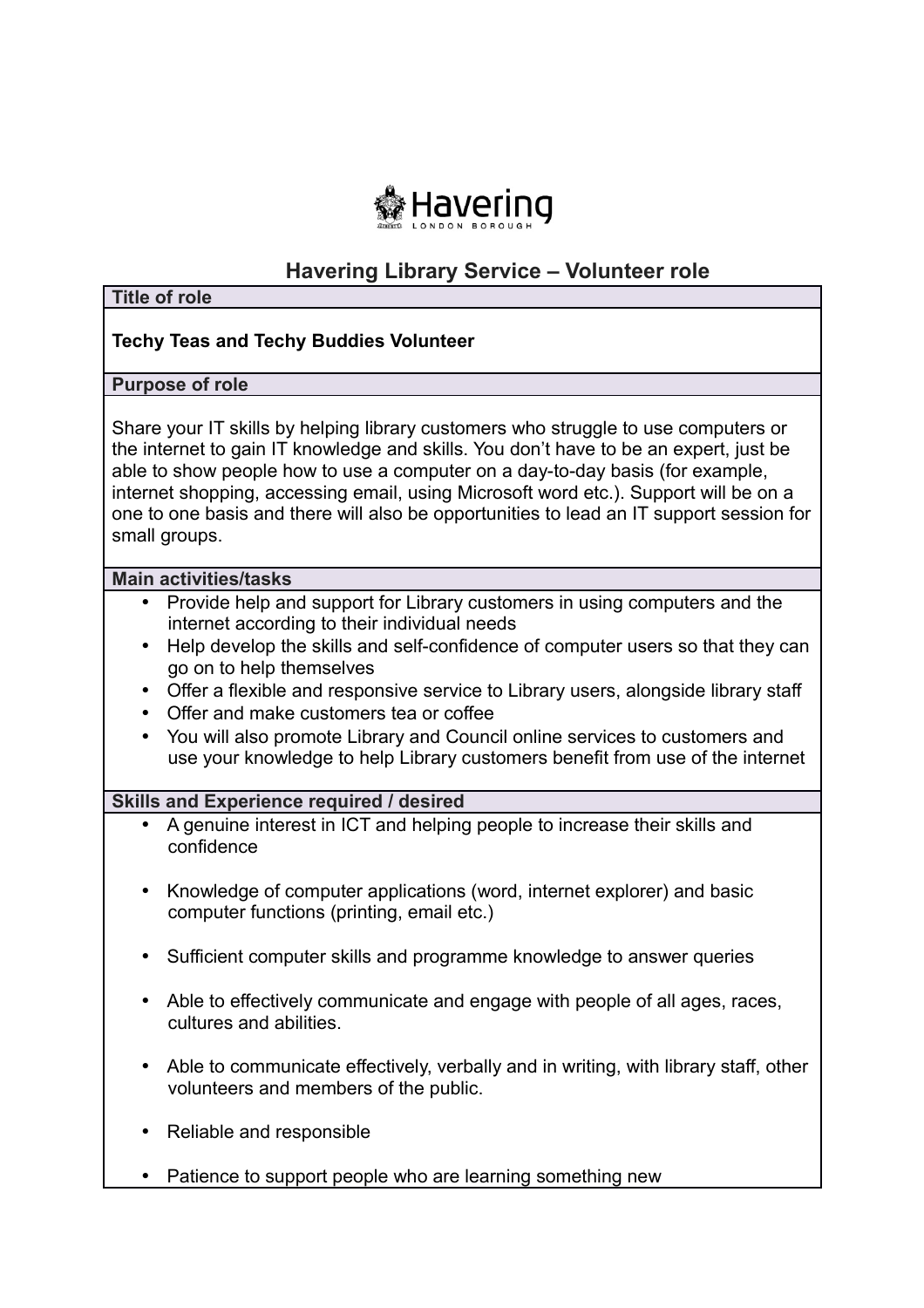Havering
LONDON BOROUGH

# Havering Library Service – Volunteer role

## Title of role

**Techy Teas and Techy Buddies Volunteer**

## Purpose of role

Share your IT skills by helping library customers who struggle to use computers or the internet to gain IT knowledge and skills. You don't have to be an expert, just be able to show people how to use a computer on a day-to-day basis (for example, internet shopping, accessing email, using Microsoft word etc.). Support will be on a one to one basis and there will also be opportunities to lead an IT support session for small groups.

## Main activities/tasks

- Provide help and support for Library customers in using computers and the internet according to their individual needs
- Help develop the skills and self-confidence of computer users so that they can go on to help themselves
- Offer a flexible and responsive service to Library users, alongside library staff
- Offer and make customers tea or coffee
- You will also promote Library and Council online services to customers and use your knowledge to help Library customers benefit from use of the internet

## Skills and Experience required / desired

- A genuine interest in ICT and helping people to increase their skills and confidence
- Knowledge of computer applications (word, internet explorer) and basic computer functions (printing, email etc.)
- Sufficient computer skills and programme knowledge to answer queries
- Able to effectively communicate and engage with people of all ages, races, cultures and abilities.
- Able to communicate effectively, verbally and in writing, with library staff, other volunteers and members of the public.
- Reliable and responsible
- Patience to support people who are learning something new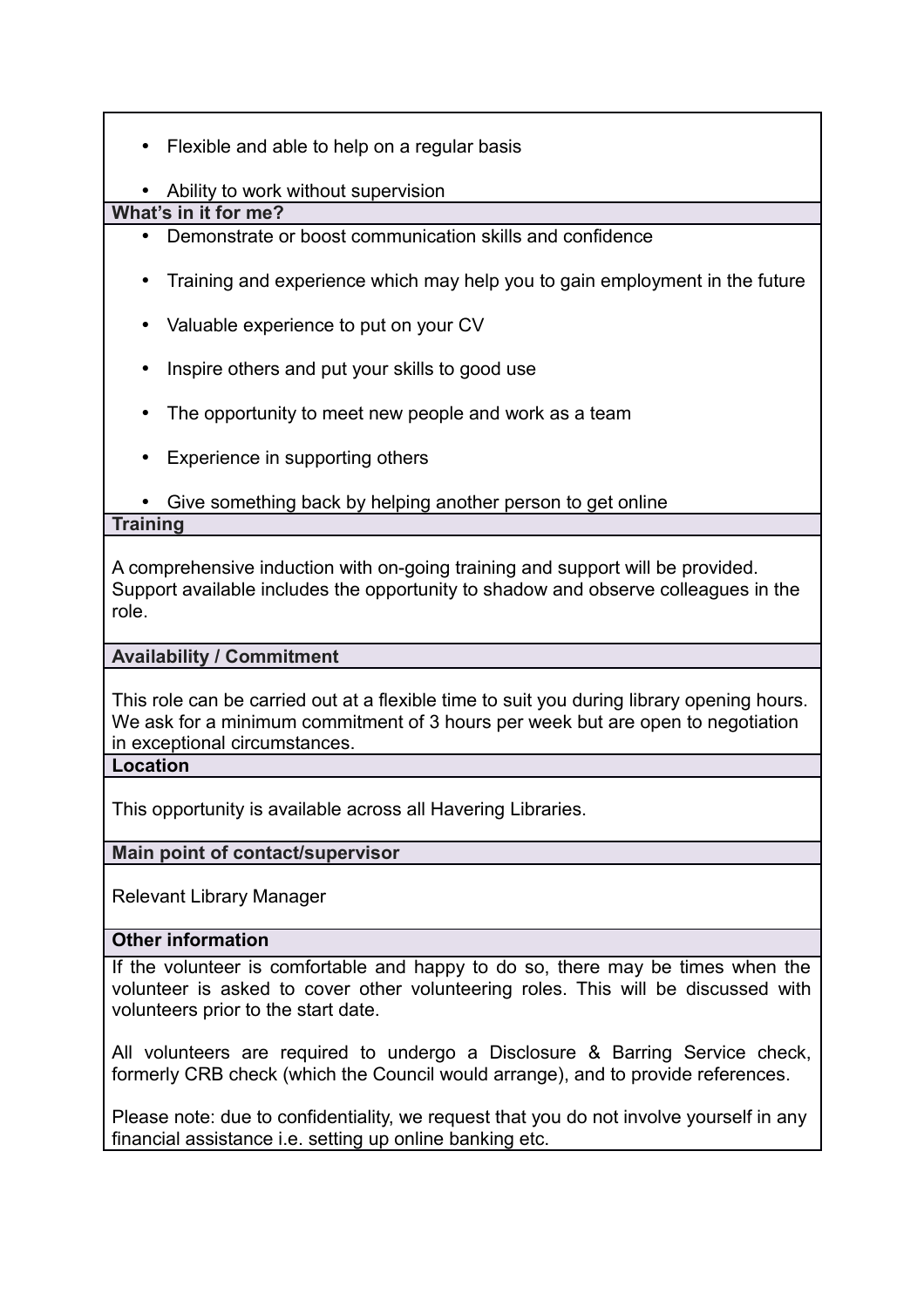- Flexible and able to help on a regular basis
- Ability to work without supervision

**What's in it for me?**

- Demonstrate or boost communication skills and confidence
- Training and experience which may help you to gain employment in the future
- Valuable experience to put on your CV
- Inspire others and put your skills to good use
- The opportunity to meet new people and work as a team
- Experience in supporting others
- Give something back by helping another person to get online

**Training**

A comprehensive induction with on-going training and support will be provided. Support available includes the opportunity to shadow and observe colleagues in the role.

**Availability / Commitment**

This role can be carried out at a flexible time to suit you during library opening hours. We ask for a minimum commitment of 3 hours per week but are open to negotiation in exceptional circumstances.

**Location**

This opportunity is available across all Havering Libraries.

**Main point of contact/supervisor**

Relevant Library Manager

**Other information**

If the volunteer is comfortable and happy to do so, there may be times when the volunteer is asked to cover other volunteering roles. This will be discussed with volunteers prior to the start date.

All volunteers are required to undergo a Disclosure & Barring Service check, formerly CRB check (which the Council would arrange), and to provide references.

Please note: due to confidentiality, we request that you do not involve yourself in any financial assistance i.e. setting up online banking etc.